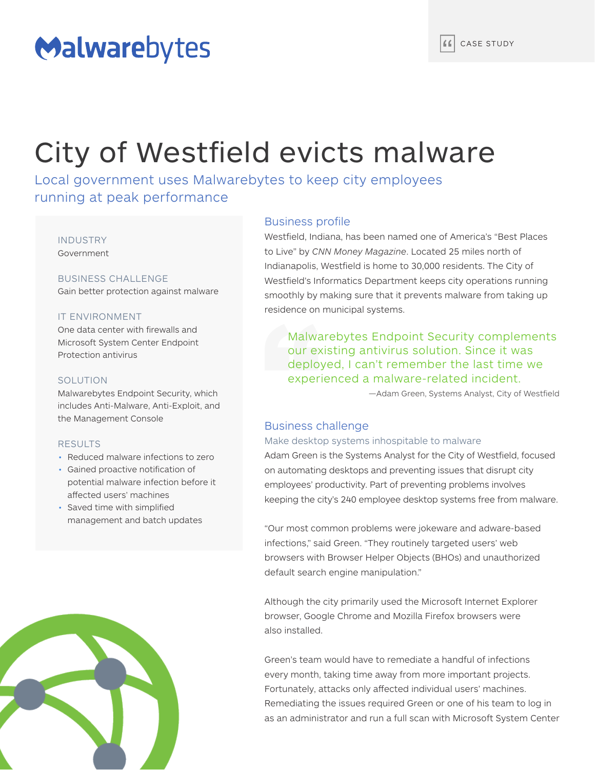Malwarebytes

CASE STUDY

# City of Westfield evicts malware

## Local government uses Malwarebytes to keep city employees running at peak performance

INDUSTRY

Government

BUSINESS CHALLENGE

Gain better protection against malware

IT ENVIRONMENT

One data center with firewalls and Microsoft System Center Endpoint Protection antivirus

SOLUTION

Malwarebytes Endpoint Security, which includes Anti-Malware, Anti-Exploit, and the Management Console

RESULTS

- Reduced malware infections to zero
- Gained proactive notification of potential malware infection before it affected users' machines
- Saved time with simplified management and batch updates

### Business profile

Westfield, Indiana, has been named one of America's "Best Places to Live" by *CNN Money Magazine*. Located 25 miles north of Indianapolis, Westfield is home to 30,000 residents. The City of Westfield's Informatics Department keeps city operations running smoothly by making sure that it prevents malware from taking up residence on municipal systems.

> Malwarebytes Endpoint Security complements our existing antivirus solution. Since it was deployed, I can't remember the last time we experienced a malware-related incident.
>
> —Adam Green, Systems Analyst, City of Westfield

### Business challenge

#### Make desktop systems inhospitable to malware

Adam Green is the Systems Analyst for the City of Westfield, focused on automating desktops and preventing issues that disrupt city employees' productivity. Part of preventing problems involves keeping the city's 240 employee desktop systems free from malware.

"Our most common problems were jokeware and adware-based infections," said Green. "They routinely targeted users' web browsers with Browser Helper Objects (BHOs) and unauthorized default search engine manipulation."

Although the city primarily used the Microsoft Internet Explorer browser, Google Chrome and Mozilla Firefox browsers were also installed.

Green's team would have to remediate a handful of infections every month, taking time away from more important projects. Fortunately, attacks only affected individual users' machines. Remediating the issues required Green or one of his team to log in as an administrator and run a full scan with Microsoft System Center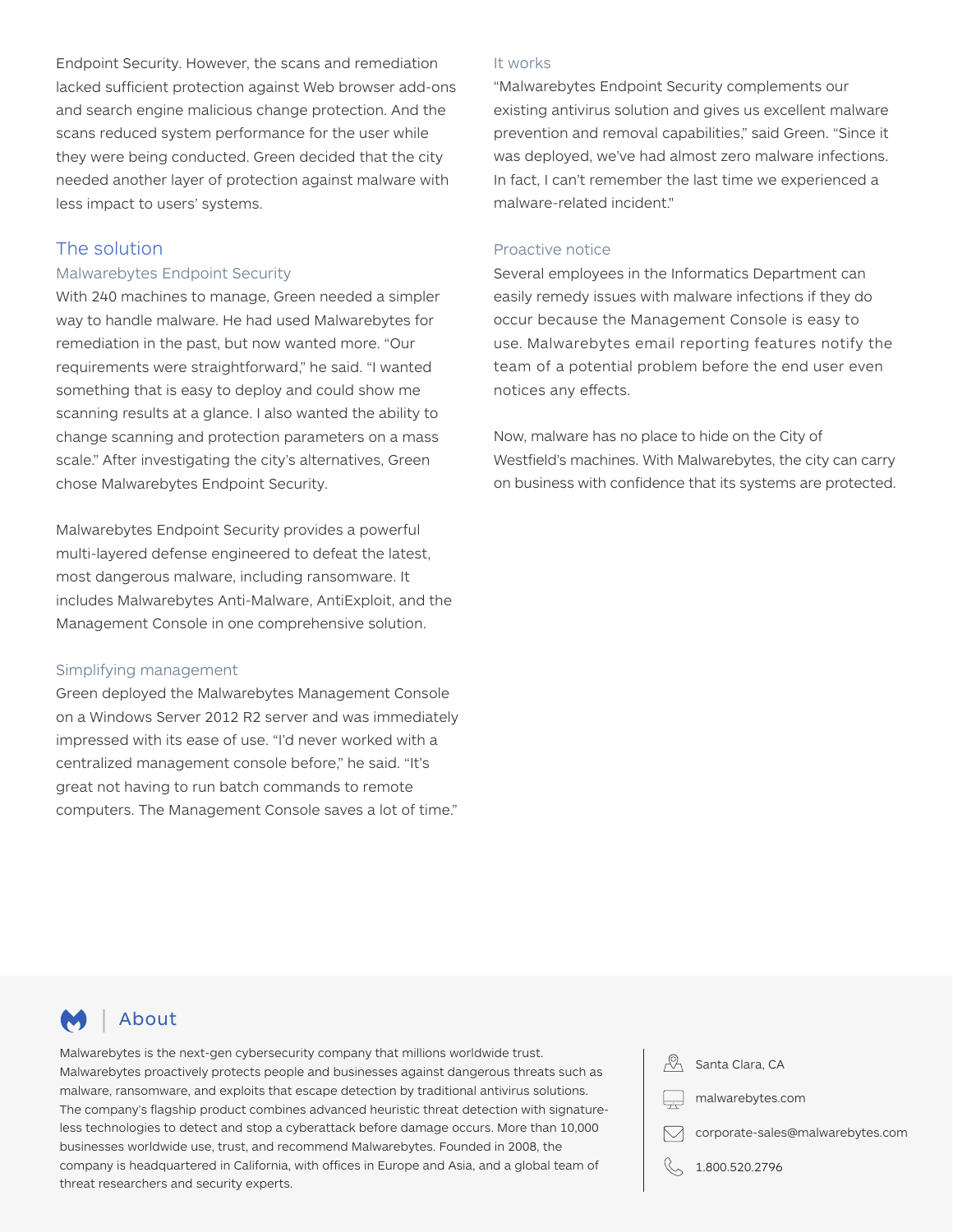Endpoint Security. However, the scans and remediation lacked sufficient protection against Web browser add-ons and search engine malicious change protection. And the scans reduced system performance for the user while they were being conducted. Green decided that the city needed another layer of protection against malware with less impact to users' systems.

## The solution

### Malwarebytes Endpoint Security

With 240 machines to manage, Green needed a simpler way to handle malware. He had used Malwarebytes for remediation in the past, but now wanted more. "Our requirements were straightforward," he said. "I wanted something that is easy to deploy and could show me scanning results at a glance. I also wanted the ability to change scanning and protection parameters on a mass scale." After investigating the city's alternatives, Green chose Malwarebytes Endpoint Security.

Malwarebytes Endpoint Security provides a powerful multi-layered defense engineered to defeat the latest, most dangerous malware, including ransomware. It includes Malwarebytes Anti-Malware, AntiExploit, and the Management Console in one comprehensive solution.

### Simplifying management

Green deployed the Malwarebytes Management Console on a Windows Server 2012 R2 server and was immediately impressed with its ease of use. "I'd never worked with a centralized management console before," he said. "It's great not having to run batch commands to remote computers. The Management Console saves a lot of time."

### It works

"Malwarebytes Endpoint Security complements our existing antivirus solution and gives us excellent malware prevention and removal capabilities," said Green. "Since it was deployed, we've had almost zero malware infections. In fact, I can't remember the last time we experienced a malware-related incident."

### Proactive notice

Several employees in the Informatics Department can easily remedy issues with malware infections if they do occur because the Management Console is easy to use. Malwarebytes email reporting features notify the team of a potential problem before the end user even notices any effects.

Now, malware has no place to hide on the City of Westfield's machines. With Malwarebytes, the city can carry on business with confidence that its systems are protected.

## About

Malwarebytes is the next-gen cybersecurity company that millions worldwide trust. Malwarebytes proactively protects people and businesses against dangerous threats such as malware, ransomware, and exploits that escape detection by traditional antivirus solutions. The company's flagship product combines advanced heuristic threat detection with signature-less technologies to detect and stop a cyberattack before damage occurs. More than 10,000 businesses worldwide use, trust, and recommend Malwarebytes. Founded in 2008, the company is headquartered in California, with offices in Europe and Asia, and a global team of threat researchers and security experts.

Santa Clara, CA

malwarebytes.com

corporate-sales@malwarebytes.com

1.800.520.2796